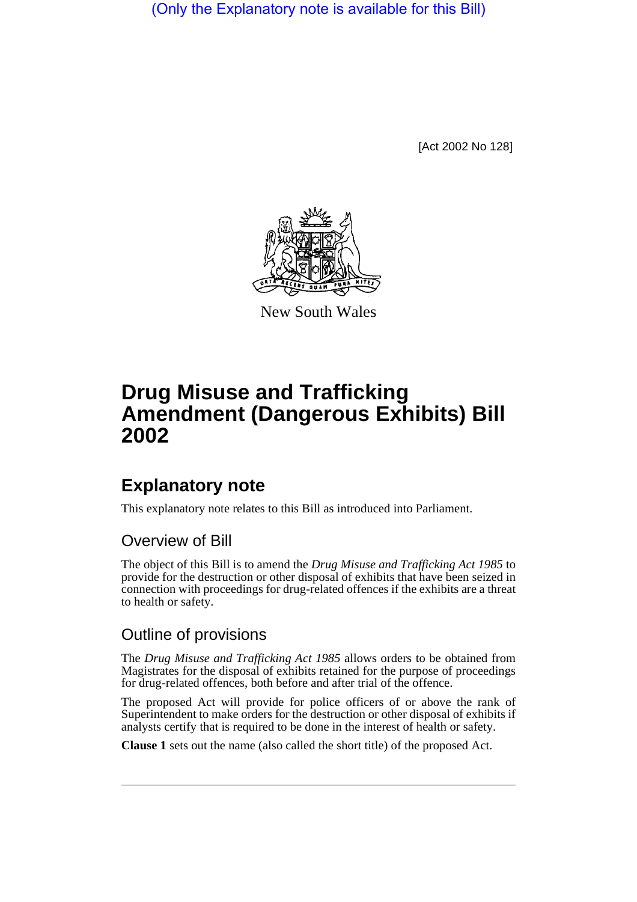(Only the Explanatory note is available for this Bill)

[Act 2002 No 128]

New South Wales

# Drug Misuse and Trafficking Amendment (Dangerous Exhibits) Bill 2002

## Explanatory note

This explanatory note relates to this Bill as introduced into Parliament.

### Overview of Bill

The object of this Bill is to amend the *Drug Misuse and Trafficking Act 1985* to provide for the destruction or other disposal of exhibits that have been seized in connection with proceedings for drug-related offences if the exhibits are a threat to health or safety.

### Outline of provisions

The *Drug Misuse and Trafficking Act 1985* allows orders to be obtained from Magistrates for the disposal of exhibits retained for the purpose of proceedings for drug-related offences, both before and after trial of the offence.

The proposed Act will provide for police officers of or above the rank of Superintendent to make orders for the destruction or other disposal of exhibits if analysts certify that is required to be done in the interest of health or safety.

**Clause 1** sets out the name (also called the short title) of the proposed Act.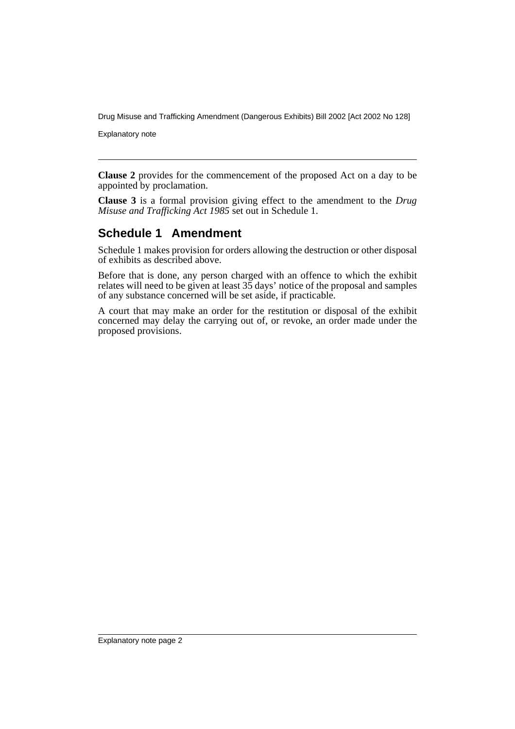**Clause 2** provides for the commencement of the proposed Act on a day to be appointed by proclamation.

**Clause 3** is a formal provision giving effect to the amendment to the *Drug Misuse and Trafficking Act 1985* set out in Schedule 1.

## Schedule 1 Amendment

Schedule 1 makes provision for orders allowing the destruction or other disposal of exhibits as described above.

Before that is done, any person charged with an offence to which the exhibit relates will need to be given at least 35 days' notice of the proposal and samples of any substance concerned will be set aside, if practicable.

A court that may make an order for the restitution or disposal of the exhibit concerned may delay the carrying out of, or revoke, an order made under the proposed provisions.